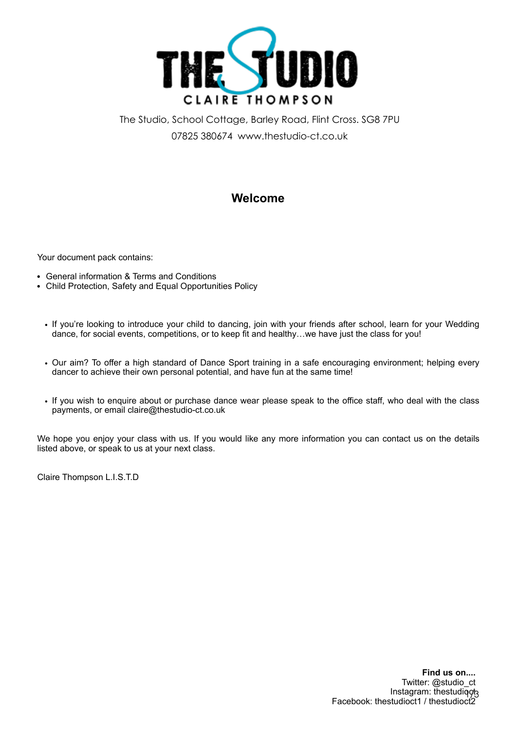# THE STUDIO

CLAIRE THOMPSON

The Studio, School Cottage, Barley Road, Flint Cross. SG8 7PU

07825 380674 www.thestudio-ct.co.uk

## Welcome

Your document pack contains:

- General information & Terms and Conditions
- Child Protection, Safety and Equal Opportunities Policy

- If you're looking to introduce your child to dancing, join with your friends after school, learn for your Wedding dance, for social events, competitions, or to keep fit and healthy…we have just the class for you!

- Our aim? To offer a high standard of Dance Sport training in a safe encouraging environment; helping every dancer to achieve their own personal potential, and have fun at the same time!

- If you wish to enquire about or purchase dance wear please speak to the office staff, who deal with the class payments, or email claire@thestudio-ct.co.uk

We hope you enjoy your class with us. If you would like any more information you can contact us on the details listed above, or speak to us at your next class.

Claire Thompson L.I.S.T.D

**Find us on....**
Twitter: @studio_ct
Instagram: thestudioct
Facebook: thestudioct1 / thestudioct2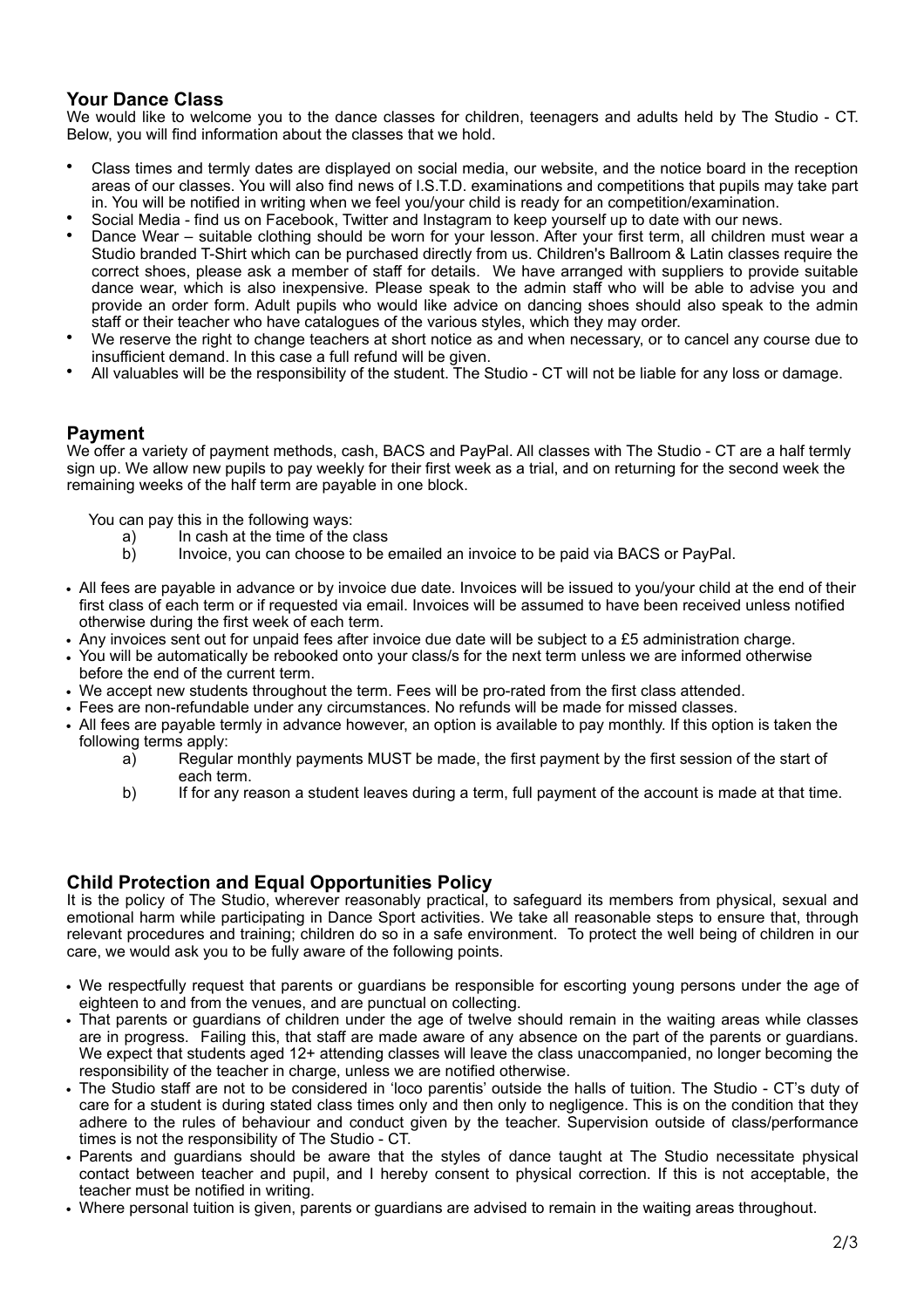## Your Dance Class

We would like to welcome you to the dance classes for children, teenagers and adults held by The Studio - CT. Below, you will find information about the classes that we hold.

- Class times and termly dates are displayed on social media, our website, and the notice board in the reception areas of our classes. You will also find news of I.S.T.D. examinations and competitions that pupils may take part in. You will be notified in writing when we feel you/your child is ready for an competition/examination.
- Social Media - find us on Facebook, Twitter and Instagram to keep yourself up to date with our news.
- Dance Wear – suitable clothing should be worn for your lesson. After your first term, all children must wear a Studio branded T-Shirt which can be purchased directly from us. Children's Ballroom & Latin classes require the correct shoes, please ask a member of staff for details. We have arranged with suppliers to provide suitable dance wear, which is also inexpensive. Please speak to the admin staff who will be able to advise you and provide an order form. Adult pupils who would like advice on dancing shoes should also speak to the admin staff or their teacher who have catalogues of the various styles, which they may order.
- We reserve the right to change teachers at short notice as and when necessary, or to cancel any course due to insufficient demand. In this case a full refund will be given.
- All valuables will be the responsibility of the student. The Studio - CT will not be liable for any loss or damage.

## Payment

We offer a variety of payment methods, cash, BACS and PayPal. All classes with The Studio - CT are a half termly sign up. We allow new pupils to pay weekly for their first week as a trial, and on returning for the second week the remaining weeks of the half term are payable in one block.

You can pay this in the following ways:

a) In cash at the time of the class
b) Invoice, you can choose to be emailed an invoice to be paid via BACS or PayPal.

- All fees are payable in advance or by invoice due date. Invoices will be issued to you/your child at the end of their first class of each term or if requested via email. Invoices will be assumed to have been received unless notified otherwise during the first week of each term.
- Any invoices sent out for unpaid fees after invoice due date will be subject to a £5 administration charge.
- You will be automatically be rebooked onto your class/s for the next term unless we are informed otherwise before the end of the current term.
- We accept new students throughout the term. Fees will be pro-rated from the first class attended.
- Fees are non-refundable under any circumstances. No refunds will be made for missed classes.
- All fees are payable termly in advance however, an option is available to pay monthly. If this option is taken the following terms apply:
  a) Regular monthly payments MUST be made, the first payment by the first session of the start of each term.
  b) If for any reason a student leaves during a term, full payment of the account is made at that time.

## Child Protection and Equal Opportunities Policy

It is the policy of The Studio, wherever reasonably practical, to safeguard its members from physical, sexual and emotional harm while participating in Dance Sport activities. We take all reasonable steps to ensure that, through relevant procedures and training; children do so in a safe environment. To protect the well being of children in our care, we would ask you to be fully aware of the following points.

- We respectfully request that parents or guardians be responsible for escorting young persons under the age of eighteen to and from the venues, and are punctual on collecting.
- That parents or guardians of children under the age of twelve should remain in the waiting areas while classes are in progress. Failing this, that staff are made aware of any absence on the part of the parents or guardians. We expect that students aged 12+ attending classes will leave the class unaccompanied, no longer becoming the responsibility of the teacher in charge, unless we are notified otherwise.
- The Studio staff are not to be considered in 'loco parentis' outside the halls of tuition. The Studio - CT's duty of care for a student is during stated class times only and then only to negligence. This is on the condition that they adhere to the rules of behaviour and conduct given by the teacher. Supervision outside of class/performance times is not the responsibility of The Studio - CT.
- Parents and guardians should be aware that the styles of dance taught at The Studio necessitate physical contact between teacher and pupil, and I hereby consent to physical correction. If this is not acceptable, the teacher must be notified in writing.
- Where personal tuition is given, parents or guardians are advised to remain in the waiting areas throughout.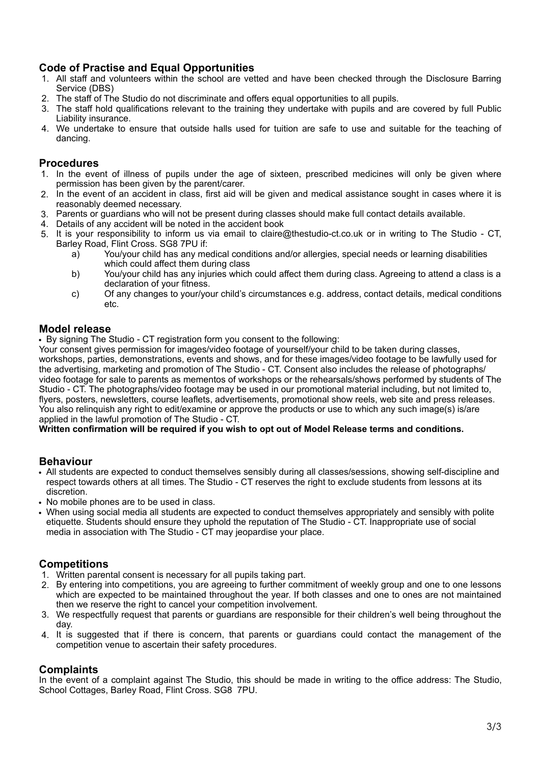## Code of Practise and Equal Opportunities

1. All staff and volunteers within the school are vetted and have been checked through the Disclosure Barring Service (DBS)
2. The staff of The Studio do not discriminate and offers equal opportunities to all pupils.
3. The staff hold qualifications relevant to the training they undertake with pupils and are covered by full Public Liability insurance.
4. We undertake to ensure that outside halls used for tuition are safe to use and suitable for the teaching of dancing.

## Procedures

1. In the event of illness of pupils under the age of sixteen, prescribed medicines will only be given where permission has been given by the parent/carer.
2. In the event of an accident in class, first aid will be given and medical assistance sought in cases where it is reasonably deemed necessary.
3. Parents or guardians who will not be present during classes should make full contact details available.
4. Details of any accident will be noted in the accident book
5. It is your responsibility to inform us via email to claire@thestudio-ct.co.uk or in writing to The Studio - CT, Barley Road, Flint Cross. SG8 7PU if:
   a) You/your child has any medical conditions and/or allergies, special needs or learning disabilities which could affect them during class
   b) You/your child has any injuries which could affect them during class. Agreeing to attend a class is a declaration of your fitness.
   c) Of any changes to your/your child's circumstances e.g. address, contact details, medical conditions etc.

## Model release

- By signing The Studio - CT registration form you consent to the following:

Your consent gives permission for images/video footage of yourself/your child to be taken during classes, workshops, parties, demonstrations, events and shows, and for these images/video footage to be lawfully used for the advertising, marketing and promotion of The Studio - CT. Consent also includes the release of photographs/video footage for sale to parents as mementos of workshops or the rehearsals/shows performed by students of The Studio - CT. The photographs/video footage may be used in our promotional material including, but not limited to, flyers, posters, newsletters, course leaflets, advertisements, promotional show reels, web site and press releases. You also relinquish any right to edit/examine or approve the products or use to which any such image(s) is/are applied in the lawful promotion of The Studio - CT.

**Written confirmation will be required if you wish to opt out of Model Release terms and conditions.**

## Behaviour

- All students are expected to conduct themselves sensibly during all classes/sessions, showing self-discipline and respect towards others at all times. The Studio - CT reserves the right to exclude students from lessons at its discretion.
- No mobile phones are to be used in class.
- When using social media all students are expected to conduct themselves appropriately and sensibly with polite etiquette. Students should ensure they uphold the reputation of The Studio - CT. Inappropriate use of social media in association with The Studio - CT may jeopardise your place.

## Competitions

1. Written parental consent is necessary for all pupils taking part.
2. By entering into competitions, you are agreeing to further commitment of weekly group and one to one lessons which are expected to be maintained throughout the year. If both classes and one to ones are not maintained then we reserve the right to cancel your competition involvement.
3. We respectfully request that parents or guardians are responsible for their children's well being throughout the day.
4. It is suggested that if there is concern, that parents or guardians could contact the management of the competition venue to ascertain their safety procedures.

## Complaints

In the event of a complaint against The Studio, this should be made in writing to the office address: The Studio, School Cottages, Barley Road, Flint Cross. SG8 7PU.